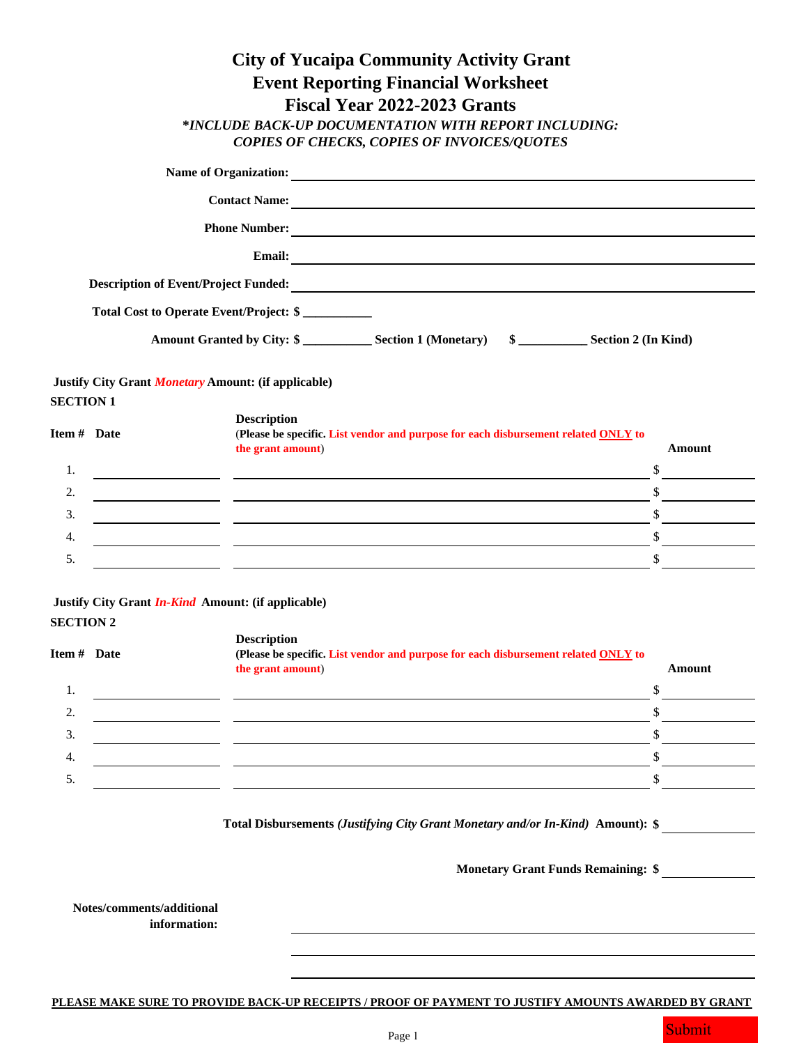# City of Yucaipa Community Activity Grant
## Event Reporting Financial Worksheet
## Fiscal Year 2022-2023 Grants

***\*INCLUDE BACK-UP DOCUMENTATION WITH REPORT INCLUDING: COPIES OF CHECKS, COPIES OF INVOICES/QUOTES***

**Name of Organization:** ____________________

**Contact Name:** ____________________

**Phone Number:** ____________________

**Email:** ____________________

**Description of Event/Project Funded:** ____________________

**Total Cost to Operate Event/Project: $ ___________**

**Amount Granted by City: $ ___________ Section 1 (Monetary)   $ ___________ Section 2 (In Kind)**

**Justify City Grant *Monetary* Amount: (if applicable)**

**SECTION 1**

| Item # | Date | Description (Please be specific. List vendor and purpose for each disbursement related ONLY to the grant amount) | Amount |
|---|---|---|---|
| 1. | | | $ |
| 2. | | | $ |
| 3. | | | $ |
| 4. | | | $ |
| 5. | | | $ |

**Justify City Grant *In-Kind* Amount: (if applicable)**

**SECTION 2**

| Item # | Date | Description (Please be specific. List vendor and purpose for each disbursement related ONLY to the grant amount) | Amount |
|---|---|---|---|
| 1. | | | $ |
| 2. | | | $ |
| 3. | | | $ |
| 4. | | | $ |
| 5. | | | $ |

**Total Disbursements *(Justifying City Grant Monetary and/or In-Kind)* Amount): $** ____________

**Monetary Grant Funds Remaining: $** ____________

**Notes/comments/additional information:**

____________________

____________________

____________________

**PLEASE MAKE SURE TO PROVIDE BACK-UP RECEIPTS / PROOF OF PAYMENT TO JUSTIFY AMOUNTS AWARDED BY GRANT**

Submit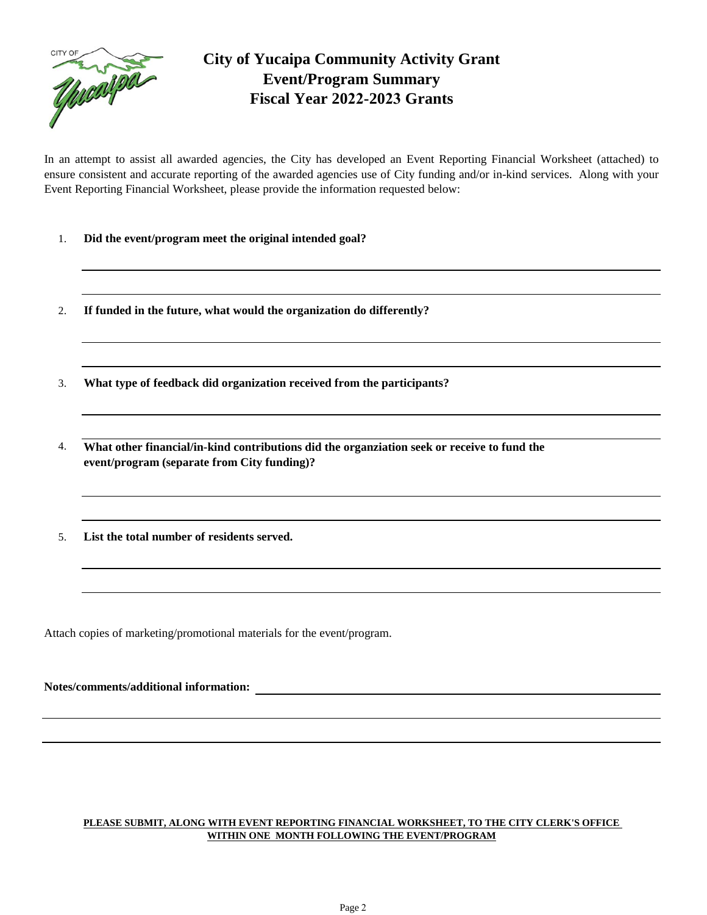# City of Yucaipa Community Activity Grant
## Event/Program Summary
## Fiscal Year 2022-2023 Grants

In an attempt to assist all awarded agencies, the City has developed an Event Reporting Financial Worksheet (attached) to ensure consistent and accurate reporting of the awarded agencies use of City funding and/or in-kind services. Along with your Event Reporting Financial Worksheet, please provide the information requested below:

1. **Did the event/program meet the original intended goal?**

2. **If funded in the future, what would the organization do differently?**

3. **What type of feedback did organization received from the participants?**

4. **What other financial/in-kind contributions did the organziation seek or receive to fund the event/program (separate from City funding)?**

5. **List the total number of residents served.**

Attach copies of marketing/promotional materials for the event/program.

**Notes/comments/additional information:**

**PLEASE SUBMIT, ALONG WITH EVENT REPORTING FINANCIAL WORKSHEET, TO THE CITY CLERK'S OFFICE WITHIN ONE MONTH FOLLOWING THE EVENT/PROGRAM**